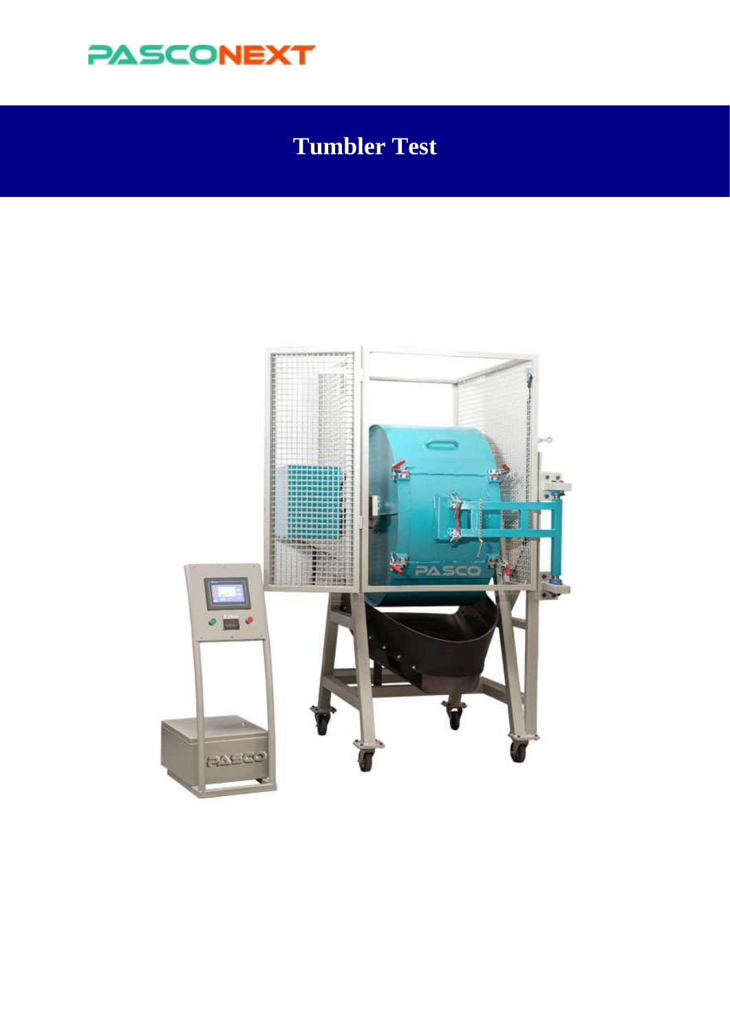PASCONEXT

# Tumbler Test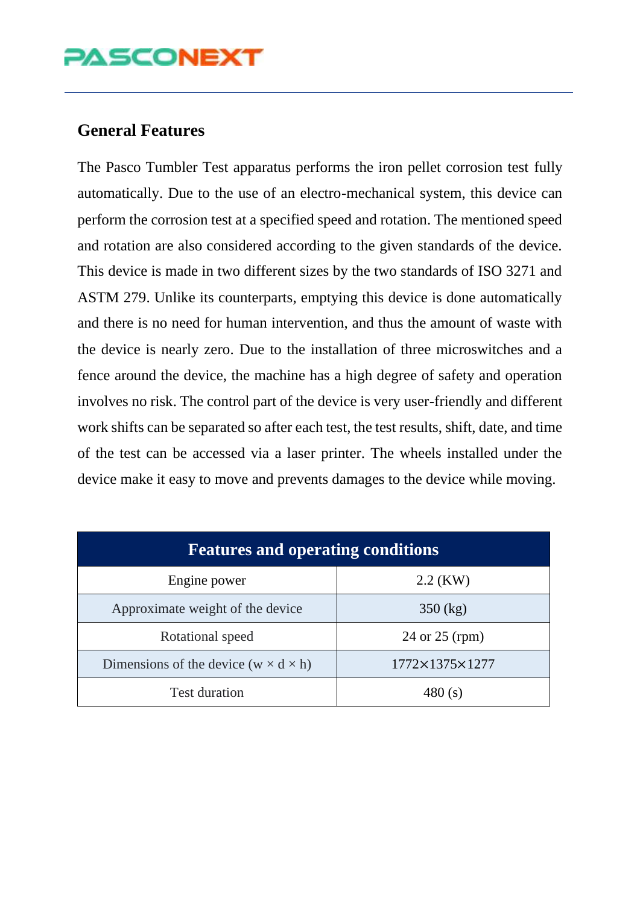## General Features

The Pasco Tumbler Test apparatus performs the iron pellet corrosion test fully automatically. Due to the use of an electro-mechanical system, this device can perform the corrosion test at a specified speed and rotation. The mentioned speed and rotation are also considered according to the given standards of the device. This device is made in two different sizes by the two standards of ISO 3271 and ASTM 279. Unlike its counterparts, emptying this device is done automatically and there is no need for human intervention, and thus the amount of waste with the device is nearly zero. Due to the installation of three microswitches and a fence around the device, the machine has a high degree of safety and operation involves no risk. The control part of the device is very user-friendly and different work shifts can be separated so after each test, the test results, shift, date, and time of the test can be accessed via a laser printer. The wheels installed under the device make it easy to move and prevents damages to the device while moving.

| Features and operating conditions | |
|---|---|
| Engine power | 2.2 (KW) |
| Approximate weight of the device | 350 (kg) |
| Rotational speed | 24 or 25 (rpm) |
| Dimensions of the device (w × d × h) | 1772×1375×1277 |
| Test duration | 480 (s) |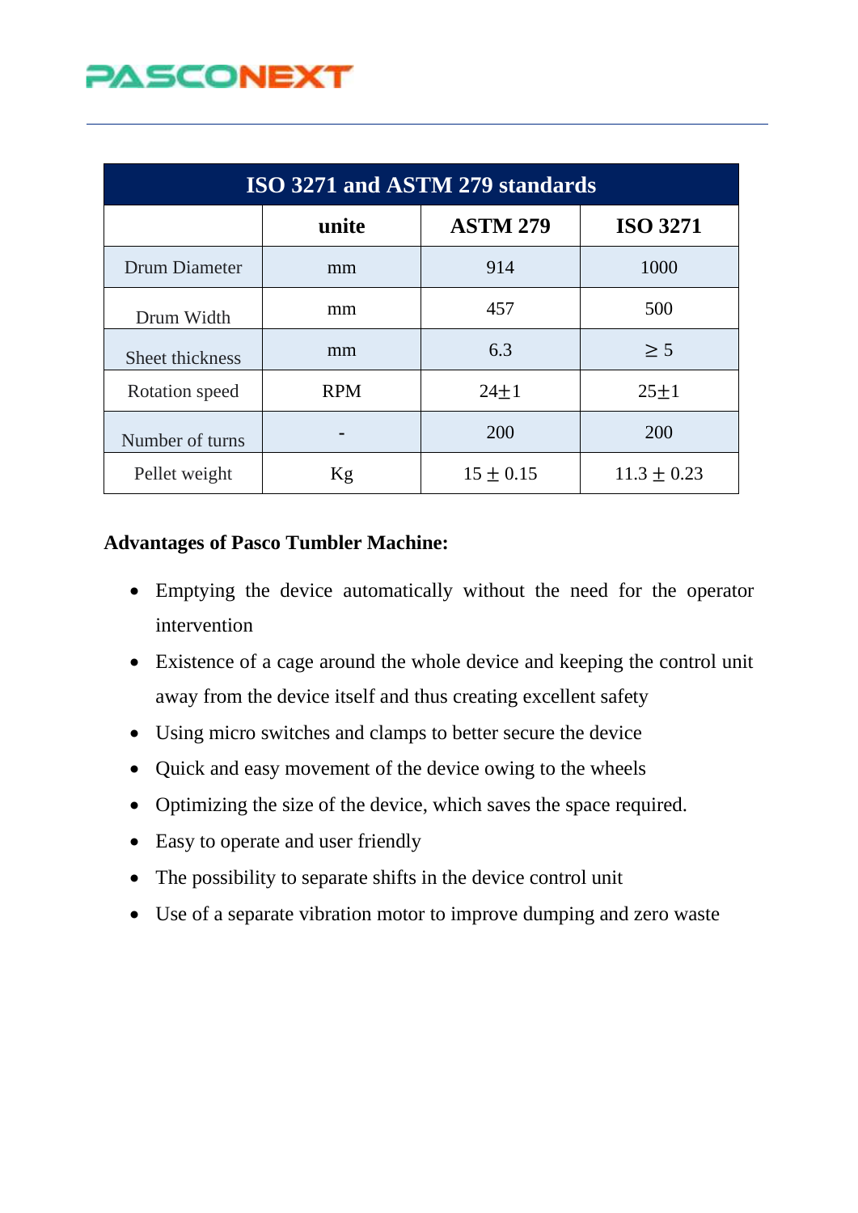| ISO 3271 and ASTM 279 standards | | | |
|---|---|---|---|
| | **unite** | **ASTM 279** | **ISO 3271** |
| Drum Diameter | mm | 914 | 1000 |
| Drum Width | mm | 457 | 500 |
| Sheet thickness | mm | 6.3 | $\geq 5$ |
| Rotation speed | RPM | $24 \pm 1$ | $25 \pm 1$ |
| Number of turns | - | 200 | 200 |
| Pellet weight | Kg | $15 \pm 0.15$ | $11.3 \pm 0.23$ |

**Advantages of Pasco Tumbler Machine:**

- Emptying the device automatically without the need for the operator intervention
- Existence of a cage around the whole device and keeping the control unit away from the device itself and thus creating excellent safety
- Using micro switches and clamps to better secure the device
- Quick and easy movement of the device owing to the wheels
- Optimizing the size of the device, which saves the space required.
- Easy to operate and user friendly
- The possibility to separate shifts in the device control unit
- Use of a separate vibration motor to improve dumping and zero waste